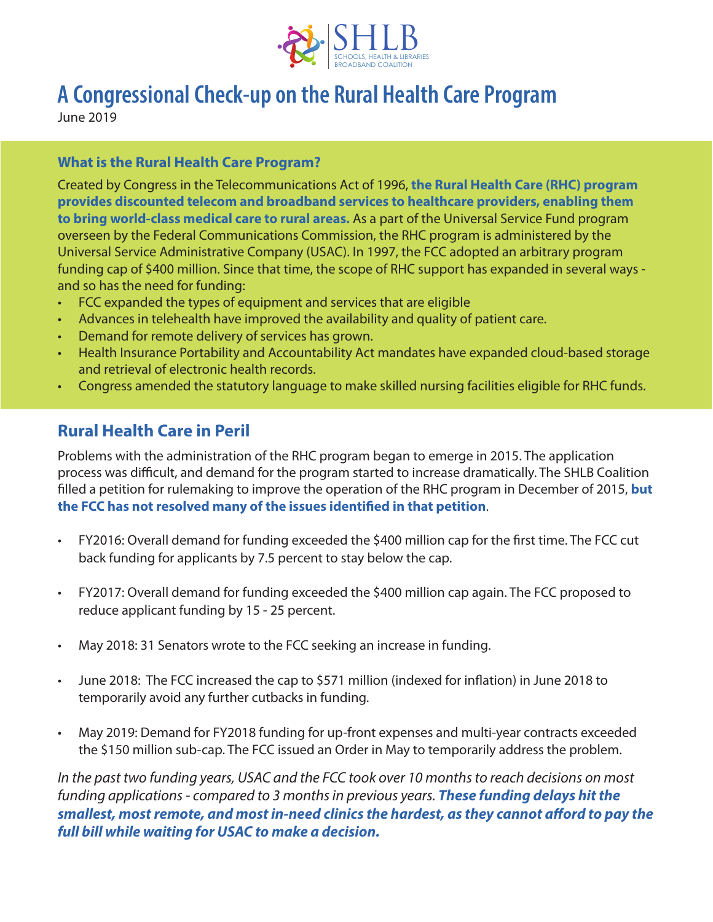SHLB

SCHOOLS, HEALTH & LIBRARIES BROADBAND COALITION

# A Congressional Check-up on the Rural Health Care Program

June 2019

### What is the Rural Health Care Program?

Created by Congress in the Telecommunications Act of 1996, **the Rural Health Care (RHC) program provides discounted telecom and broadband services to healthcare providers, enabling them to bring world-class medical care to rural areas.** As a part of the Universal Service Fund program overseen by the Federal Communications Commission, the RHC program is administered by the Universal Service Administrative Company (USAC). In 1997, the FCC adopted an arbitrary program funding cap of $400 million. Since that time, the scope of RHC support has expanded in several ways - and so has the need for funding:

- FCC expanded the types of equipment and services that are eligible
- Advances in telehealth have improved the availability and quality of patient care.
- Demand for remote delivery of services has grown.
- Health Insurance Portability and Accountability Act mandates have expanded cloud-based storage and retrieval of electronic health records.
- Congress amended the statutory language to make skilled nursing facilities eligible for RHC funds.

## Rural Health Care in Peril

Problems with the administration of the RHC program began to emerge in 2015. The application process was difficult, and demand for the program started to increase dramatically. The SHLB Coalition filled a petition for rulemaking to improve the operation of the RHC program in December of 2015, **but the FCC has not resolved many of the issues identified in that petition**.

- FY2016: Overall demand for funding exceeded the $400 million cap for the first time. The FCC cut back funding for applicants by 7.5 percent to stay below the cap.
- FY2017: Overall demand for funding exceeded the $400 million cap again. The FCC proposed to reduce applicant funding by 15 - 25 percent.
- May 2018: 31 Senators wrote to the FCC seeking an increase in funding.
- June 2018: The FCC increased the cap to $571 million (indexed for inflation) in June 2018 to temporarily avoid any further cutbacks in funding.
- May 2019: Demand for FY2018 funding for up-front expenses and multi-year contracts exceeded the $150 million sub-cap. The FCC issued an Order in May to temporarily address the problem.

*In the past two funding years, USAC and the FCC took over 10 months to reach decisions on most funding applications - compared to 3 months in previous years.* ***These funding delays hit the smallest, most remote, and most in-need clinics the hardest, as they cannot afford to pay the full bill while waiting for USAC to make a decision.***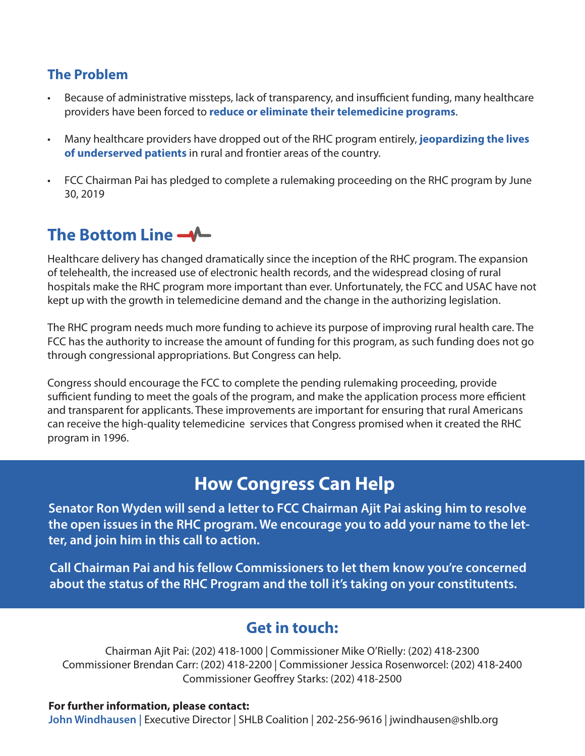## The Problem

- Because of administrative missteps, lack of transparency, and insufficient funding, many healthcare providers have been forced to **reduce or eliminate their telemedicine programs**.
- Many healthcare providers have dropped out of the RHC program entirely, **jeopardizing the lives of underserved patients** in rural and frontier areas of the country.
- FCC Chairman Pai has pledged to complete a rulemaking proceeding on the RHC program by June 30, 2019

## The Bottom Line

Healthcare delivery has changed dramatically since the inception of the RHC program. The expansion of telehealth, the increased use of electronic health records, and the widespread closing of rural hospitals make the RHC program more important than ever. Unfortunately, the FCC and USAC have not kept up with the growth in telemedicine demand and the change in the authorizing legislation.

The RHC program needs much more funding to achieve its purpose of improving rural health care. The FCC has the authority to increase the amount of funding for this program, as such funding does not go through congressional appropriations. But Congress can help.

Congress should encourage the FCC to complete the pending rulemaking proceeding, provide sufficient funding to meet the goals of the program, and make the application process more efficient and transparent for applicants. These improvements are important for ensuring that rural Americans can receive the high-quality telemedicine services that Congress promised when it created the RHC program in 1996.

## How Congress Can Help

**Senator Ron Wyden will send a letter to FCC Chairman Ajit Pai asking him to resolve the open issues in the RHC program. We encourage you to add your name to the letter, and join him in this call to action.**

**Call Chairman Pai and his fellow Commissioners to let them know you're concerned about the status of the RHC Program and the toll it's taking on your constitutents.**

## Get in touch:

Chairman Ajit Pai: (202) 418-1000 | Commissioner Mike O'Rielly: (202) 418-2300
Commissioner Brendan Carr: (202) 418-2200 | Commissioner Jessica Rosenworcel: (202) 418-2400
Commissioner Geoffrey Starks: (202) 418-2500

**For further information, please contact:**
**John Windhausen** | Executive Director | SHLB Coalition | 202-256-9616 | jwindhausen@shlb.org